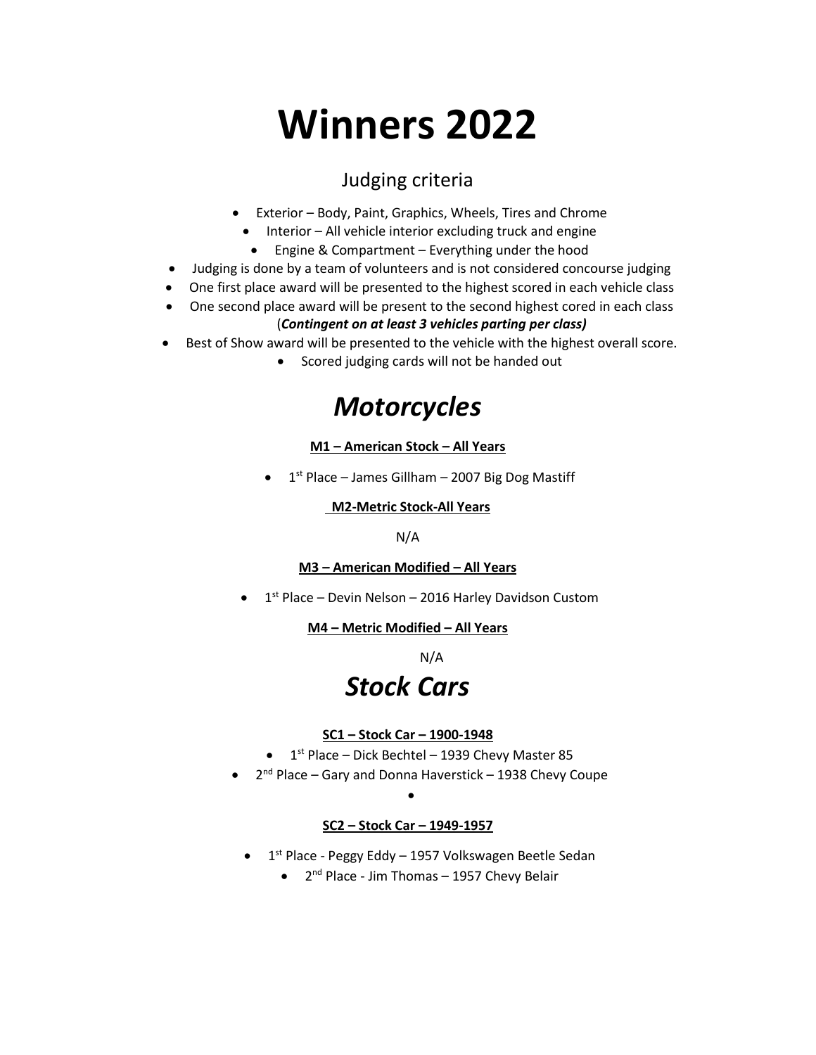# Winners 2022

## Judging criteria

- Exterior – Body, Paint, Graphics, Wheels, Tires and Chrome
- Interior – All vehicle interior excluding truck and engine
- Engine & Compartment – Everything under the hood
- Judging is done by a team of volunteers and is not considered concourse judging
- One first place award will be presented to the highest scored in each vehicle class
- One second place award will be present to the second highest cored in each class (***Contingent on at least 3 vehicles parting per class)***
- Best of Show award will be presented to the vehicle with the highest overall score.
- Scored judging cards will not be handed out

# *Motorcycles*

**M1 – American Stock – All Years**

- 1st Place – James Gillham – 2007 Big Dog Mastiff

**M2-Metric Stock-All Years**

N/A

**M3 – American Modified – All Years**

- 1st Place – Devin Nelson – 2016 Harley Davidson Custom

**M4 – Metric Modified – All Years**

N/A

# *Stock Cars*

**SC1 – Stock Car – 1900-1948**

- 1st Place – Dick Bechtel – 1939 Chevy Master 85
- 2nd Place – Gary and Donna Haverstick – 1938 Chevy Coupe

**SC2 – Stock Car – 1949-1957**

- 1st Place - Peggy Eddy – 1957 Volkswagen Beetle Sedan
- 2nd Place - Jim Thomas – 1957 Chevy Belair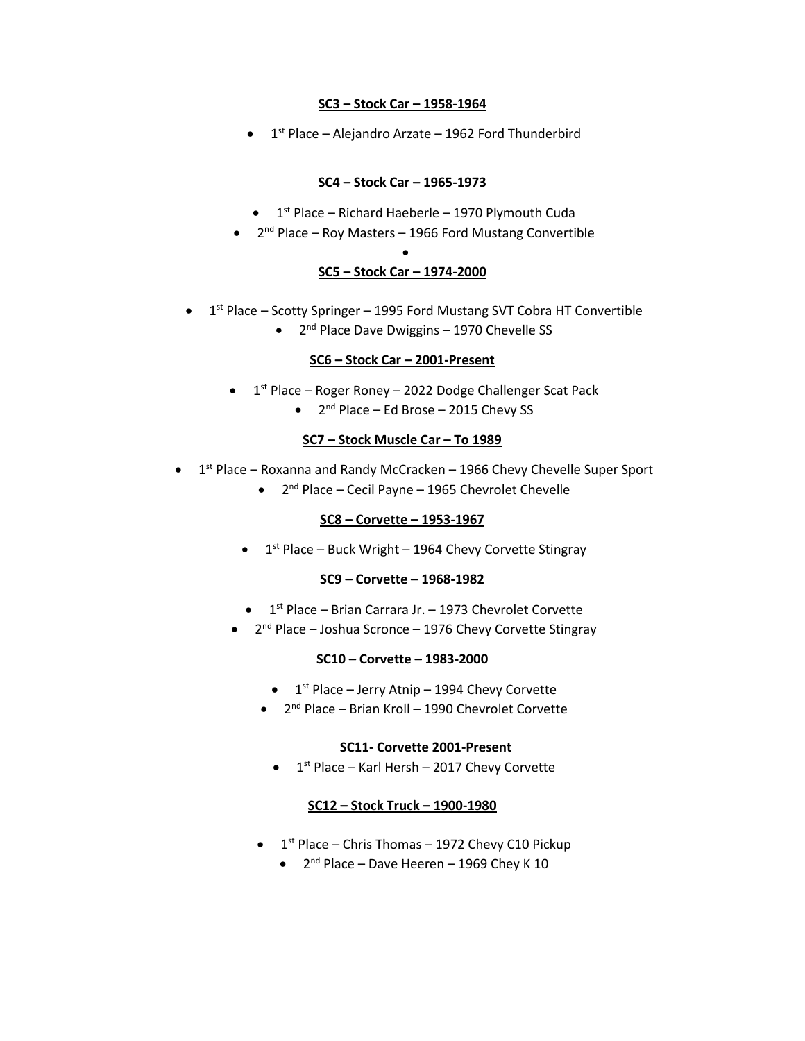### SC3 – Stock Car – 1958-1964

- 1st Place – Alejandro Arzate – 1962 Ford Thunderbird

### SC4 – Stock Car – 1965-1973

- 1st Place – Richard Haeberle – 1970 Plymouth Cuda
- 2nd Place – Roy Masters – 1966 Ford Mustang Convertible

### SC5 – Stock Car – 1974-2000

- 1st Place – Scotty Springer – 1995 Ford Mustang SVT Cobra HT Convertible
- 2nd Place Dave Dwiggins – 1970 Chevelle SS

### SC6 – Stock Car – 2001-Present

- 1st Place – Roger Roney – 2022 Dodge Challenger Scat Pack
- 2nd Place – Ed Brose – 2015 Chevy SS

### SC7 – Stock Muscle Car – To 1989

- 1st Place – Roxanna and Randy McCracken – 1966 Chevy Chevelle Super Sport
- 2nd Place – Cecil Payne – 1965 Chevrolet Chevelle

### SC8 – Corvette – 1953-1967

- 1st Place – Buck Wright – 1964 Chevy Corvette Stingray

### SC9 – Corvette – 1968-1982

- 1st Place – Brian Carrara Jr. – 1973 Chevrolet Corvette
- 2nd Place – Joshua Scronce – 1976 Chevy Corvette Stingray

### SC10 – Corvette – 1983-2000

- 1st Place – Jerry Atnip – 1994 Chevy Corvette
- 2nd Place – Brian Kroll – 1990 Chevrolet Corvette

### SC11- Corvette 2001-Present

- 1st Place – Karl Hersh – 2017 Chevy Corvette

### SC12 – Stock Truck – 1900-1980

- 1st Place – Chris Thomas – 1972 Chevy C10 Pickup
- 2nd Place – Dave Heeren – 1969 Chey K 10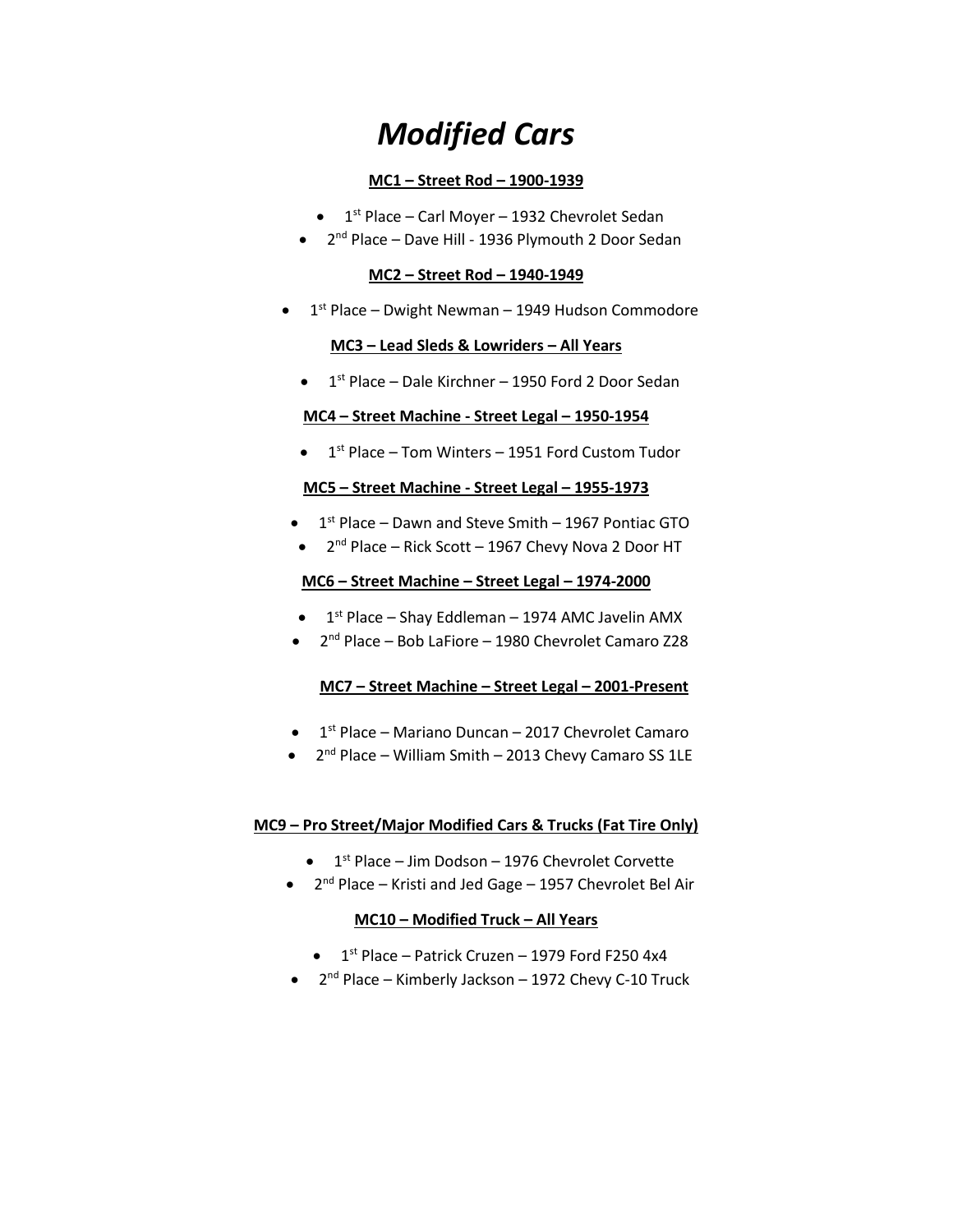# *Modified Cars*

**MC1 – Street Rod – 1900-1939**

- 1st Place – Carl Moyer – 1932 Chevrolet Sedan
- 2nd Place – Dave Hill - 1936 Plymouth 2 Door Sedan

**MC2 – Street Rod – 1940-1949**

- 1st Place – Dwight Newman – 1949 Hudson Commodore

**MC3 – Lead Sleds & Lowriders – All Years**

- 1st Place – Dale Kirchner – 1950 Ford 2 Door Sedan

**MC4 – Street Machine - Street Legal – 1950-1954**

- 1st Place – Tom Winters – 1951 Ford Custom Tudor

**MC5 – Street Machine - Street Legal – 1955-1973**

- 1st Place – Dawn and Steve Smith – 1967 Pontiac GTO
- 2nd Place – Rick Scott – 1967 Chevy Nova 2 Door HT

**MC6 – Street Machine – Street Legal – 1974-2000**

- 1st Place – Shay Eddleman – 1974 AMC Javelin AMX
- 2nd Place – Bob LaFiore – 1980 Chevrolet Camaro Z28

**MC7 – Street Machine – Street Legal – 2001-Present**

- 1st Place – Mariano Duncan – 2017 Chevrolet Camaro
- 2nd Place – William Smith – 2013 Chevy Camaro SS 1LE

**MC9 – Pro Street/Major Modified Cars & Trucks (Fat Tire Only)**

- 1st Place – Jim Dodson – 1976 Chevrolet Corvette
- 2nd Place – Kristi and Jed Gage – 1957 Chevrolet Bel Air

**MC10 – Modified Truck – All Years**

- 1st Place – Patrick Cruzen – 1979 Ford F250 4x4
- 2nd Place – Kimberly Jackson – 1972 Chevy C-10 Truck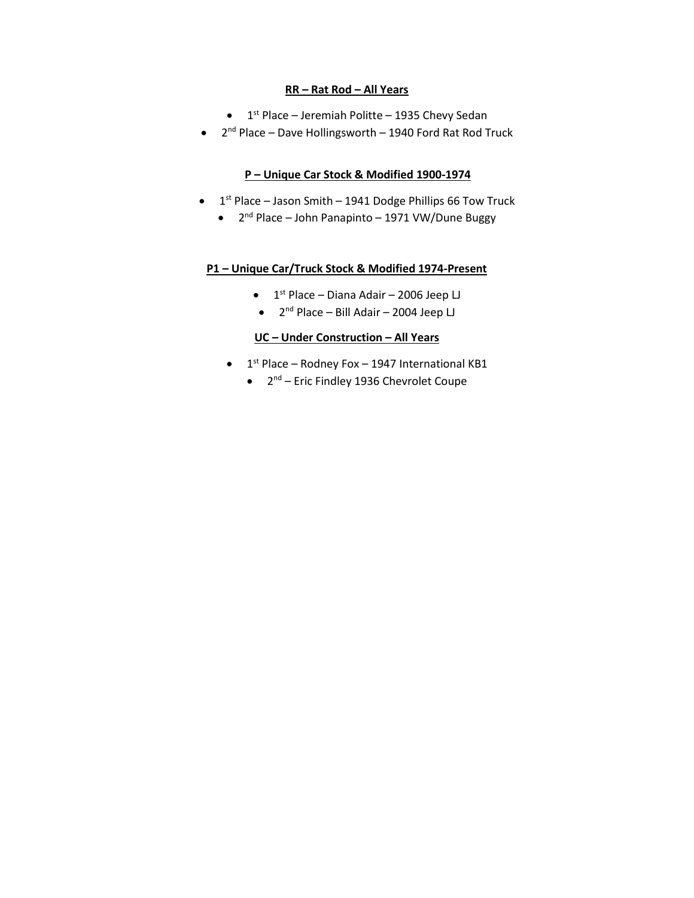**RR – Rat Rod – All Years**

- 1st Place – Jeremiah Politte – 1935 Chevy Sedan
- 2nd Place – Dave Hollingsworth – 1940 Ford Rat Rod Truck

**P – Unique Car Stock & Modified 1900-1974**

- 1st Place – Jason Smith – 1941 Dodge Phillips 66 Tow Truck
- 2nd Place – John Panapinto – 1971 VW/Dune Buggy

**P1 – Unique Car/Truck Stock & Modified 1974-Present**

- 1st Place – Diana Adair – 2006 Jeep LJ
- 2nd Place – Bill Adair – 2004 Jeep LJ

**UC – Under Construction – All Years**

- 1st Place – Rodney Fox – 1947 International KB1
- 2nd – Eric Findley 1936 Chevrolet Coupe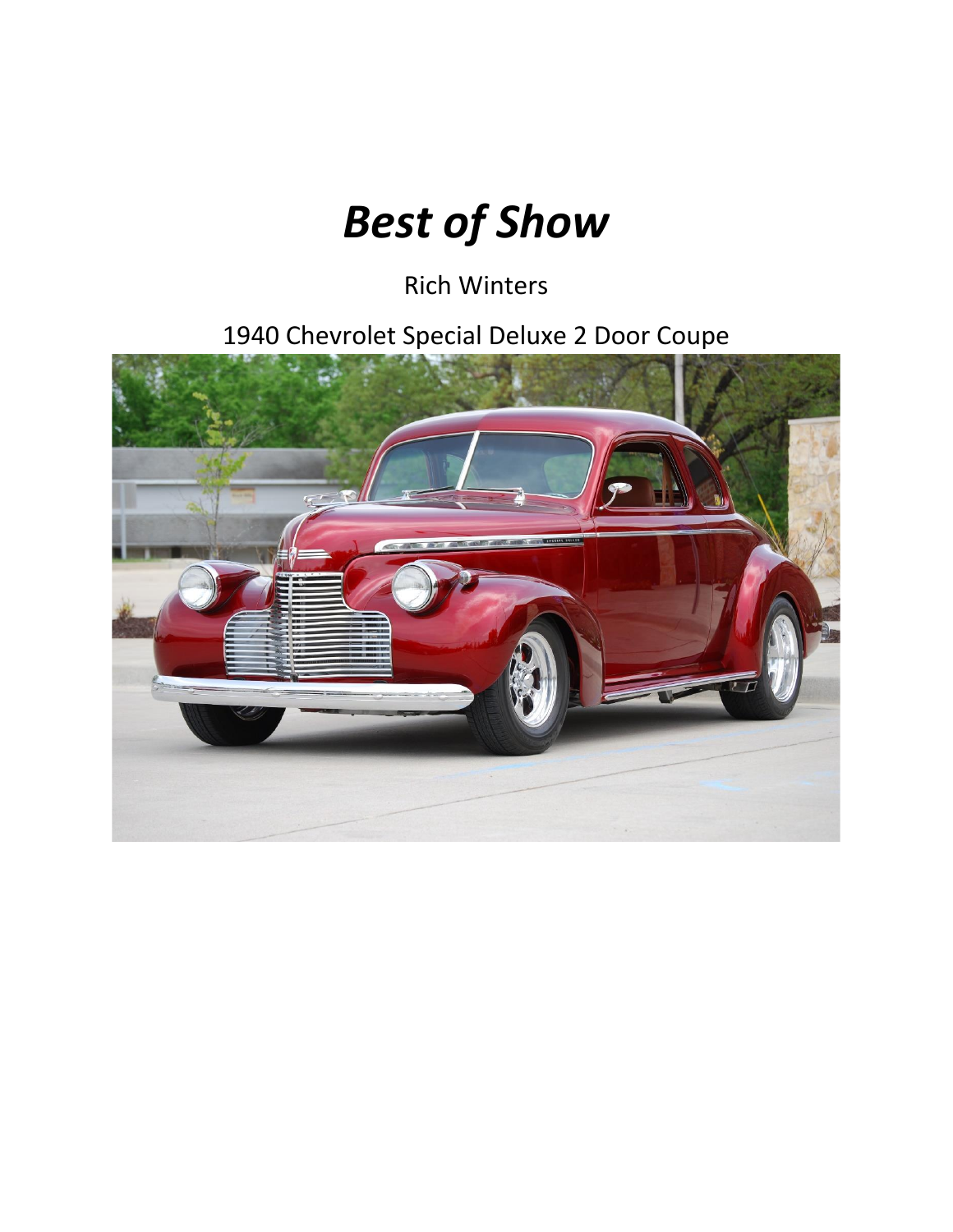# *Best of Show*

Rich Winters

1940 Chevrolet Special Deluxe 2 Door Coupe